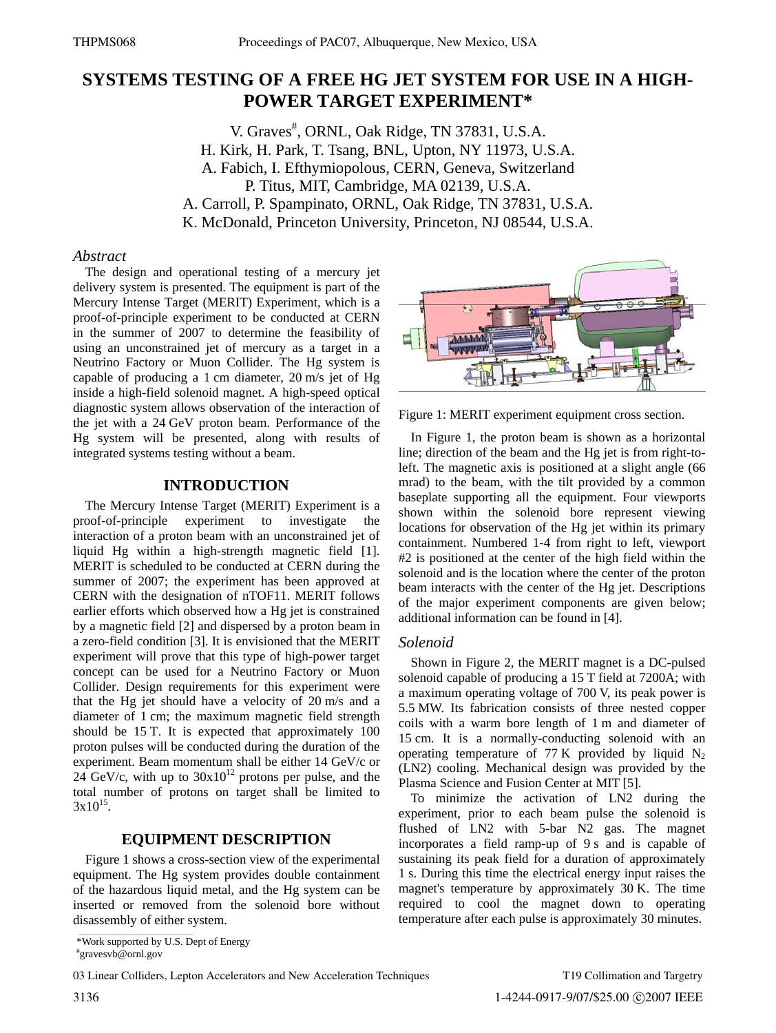# SYSTEMS TESTING OF A FREE HG JET SYSTEM FOR USE IN A HIGH-POWER TARGET EXPERIMENT*

V. Graves[#], ORNL, Oak Ridge, TN 37831, U.S.A.
H. Kirk, H. Park, T. Tsang, BNL, Upton, NY 11973, U.S.A.
A. Fabich, I. Efthymiopolous, CERN, Geneva, Switzerland
P. Titus, MIT, Cambridge, MA 02139, U.S.A.
A. Carroll, P. Spampinato, ORNL, Oak Ridge, TN 37831, U.S.A.
K. McDonald, Princeton University, Princeton, NJ 08544, U.S.A.

### *Abstract*

The design and operational testing of a mercury jet delivery system is presented. The equipment is part of the Mercury Intense Target (MERIT) Experiment, which is a proof-of-principle experiment to be conducted at CERN in the summer of 2007 to determine the feasibility of using an unconstrained jet of mercury as a target in a Neutrino Factory or Muon Collider. The Hg system is capable of producing a 1 cm diameter, 20 m/s jet of Hg inside a high-field solenoid magnet. A high-speed optical diagnostic system allows observation of the interaction of the jet with a 24 GeV proton beam. Performance of the Hg system will be presented, along with results of integrated systems testing without a beam.

## INTRODUCTION

The Mercury Intense Target (MERIT) Experiment is a proof-of-principle experiment to investigate the interaction of a proton beam with an unconstrained jet of liquid Hg within a high-strength magnetic field [1]. MERIT is scheduled to be conducted at CERN during the summer of 2007; the experiment has been approved at CERN with the designation of nTOF11. MERIT follows earlier efforts which observed how a Hg jet is constrained by a magnetic field [2] and dispersed by a proton beam in a zero-field condition [3]. It is envisioned that the MERIT experiment will prove that this type of high-power target concept can be used for a Neutrino Factory or Muon Collider. Design requirements for this experiment were that the Hg jet should have a velocity of 20 m/s and a diameter of 1 cm; the maximum magnetic field strength should be 15 T. It is expected that approximately 100 proton pulses will be conducted during the duration of the experiment. Beam momentum shall be either 14 GeV/c or 24 GeV/c, with up to $30 \times 10^{12}$ protons per pulse, and the total number of protons on target shall be limited to $3 \times 10^{15}$.

## EQUIPMENT DESCRIPTION

Figure 1 shows a cross-section view of the experimental equipment. The Hg system provides double containment of the hazardous liquid metal, and the Hg system can be inserted or removed from the solenoid bore without disassembly of either system.

Figure 1: MERIT experiment equipment cross section.

In Figure 1, the proton beam is shown as a horizontal line; direction of the beam and the Hg jet is from right-to-left. The magnetic axis is positioned at a slight angle (66 mrad) to the beam, with the tilt provided by a common baseplate supporting all the equipment. Four viewports shown within the solenoid bore represent viewing locations for observation of the Hg jet within its primary containment. Numbered 1-4 from right to left, viewport #2 is positioned at the center of the high field within the solenoid and is the location where the center of the proton beam interacts with the center of the Hg jet. Descriptions of the major experiment components are given below; additional information can be found in [4].

### *Solenoid*

Shown in Figure 2, the MERIT magnet is a DC-pulsed solenoid capable of producing a 15 T field at 7200A; with a maximum operating voltage of 700 V, its peak power is 5.5 MW. Its fabrication consists of three nested copper coils with a warm bore length of 1 m and diameter of 15 cm. It is a normally-conducting solenoid with an operating temperature of 77 K provided by liquid $N_2$ (LN2) cooling. Mechanical design was provided by the Plasma Science and Fusion Center at MIT [5].

To minimize the activation of LN2 during the experiment, prior to each beam pulse the solenoid is flushed of LN2 with 5-bar N2 gas. The magnet incorporates a field ramp-up of 9 s and is capable of sustaining its peak field for a duration of approximately 1 s. During this time the electrical energy input raises the magnet's temperature by approximately 30 K. The time required to cool the magnet down to operating temperature after each pulse is approximately 30 minutes.

*Work supported by U.S. Dept of Energy
[#]gravesvb@ornl.gov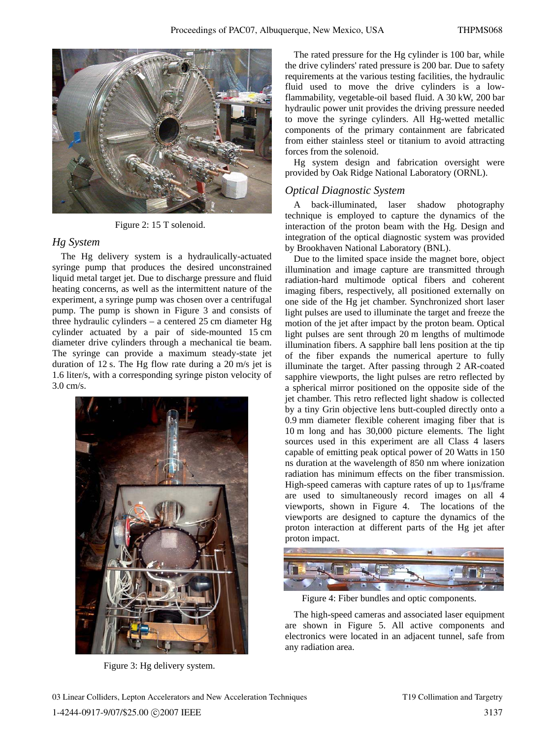Figure 2: 15 T solenoid.

## Hg System

The Hg delivery system is a hydraulically-actuated syringe pump that produces the desired unconstrained liquid metal target jet. Due to discharge pressure and fluid heating concerns, as well as the intermittent nature of the experiment, a syringe pump was chosen over a centrifugal pump. The pump is shown in Figure 3 and consists of three hydraulic cylinders – a centered 25 cm diameter Hg cylinder actuated by a pair of side-mounted 15 cm diameter drive cylinders through a mechanical tie beam. The syringe can provide a maximum steady-state jet duration of 12 s. The Hg flow rate during a 20 m/s jet is 1.6 liter/s, with a corresponding syringe piston velocity of 3.0 cm/s.

Figure 3: Hg delivery system.

The rated pressure for the Hg cylinder is 100 bar, while the drive cylinders' rated pressure is 200 bar. Due to safety requirements at the various testing facilities, the hydraulic fluid used to move the drive cylinders is a low-flammability, vegetable-oil based fluid. A 30 kW, 200 bar hydraulic power unit provides the driving pressure needed to move the syringe cylinders. All Hg-wetted metallic components of the primary containment are fabricated from either stainless steel or titanium to avoid attracting forces from the solenoid.

Hg system design and fabrication oversight were provided by Oak Ridge National Laboratory (ORNL).

## Optical Diagnostic System

A back-illuminated, laser shadow photography technique is employed to capture the dynamics of the interaction of the proton beam with the Hg. Design and integration of the optical diagnostic system was provided by Brookhaven National Laboratory (BNL).

Due to the limited space inside the magnet bore, object illumination and image capture are transmitted through radiation-hard multimode optical fibers and coherent imaging fibers, respectively, all positioned externally on one side of the Hg jet chamber. Synchronized short laser light pulses are used to illuminate the target and freeze the motion of the jet after impact by the proton beam. Optical light pulses are sent through 20 m lengths of multimode illumination fibers. A sapphire ball lens position at the tip of the fiber expands the numerical aperture to fully illuminate the target. After passing through 2 AR-coated sapphire viewports, the light pulses are retro reflected by a spherical mirror positioned on the opposite side of the jet chamber. This retro reflected light shadow is collected by a tiny Grin objective lens butt-coupled directly onto a 0.9 mm diameter flexible coherent imaging fiber that is 10 m long and has 30,000 picture elements. The light sources used in this experiment are all Class 4 lasers capable of emitting peak optical power of 20 Watts in 150 ns duration at the wavelength of 850 nm where ionization radiation has minimum effects on the fiber transmission. High-speed cameras with capture rates of up to 1μs/frame are used to simultaneously record images on all 4 viewports, shown in Figure 4. The locations of the viewports are designed to capture the dynamics of the proton interaction at different parts of the Hg jet after proton impact.

Figure 4: Fiber bundles and optic components.

The high-speed cameras and associated laser equipment are shown in Figure 5. All active components and electronics were located in an adjacent tunnel, safe from any radiation area.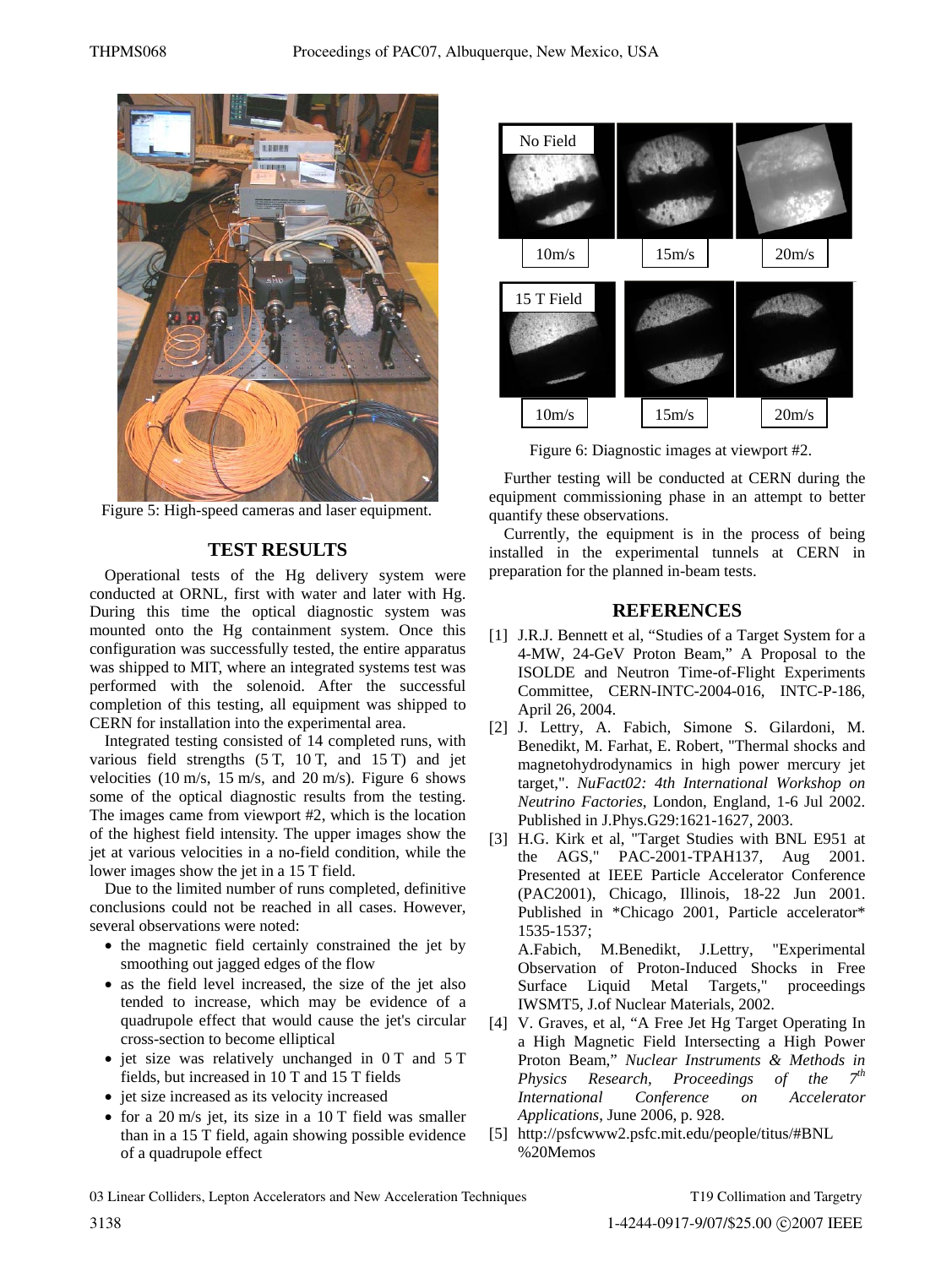Figure 5: High-speed cameras and laser equipment.

## TEST RESULTS

Operational tests of the Hg delivery system were conducted at ORNL, first with water and later with Hg. During this time the optical diagnostic system was mounted onto the Hg containment system. Once this configuration was successfully tested, the entire apparatus was shipped to MIT, where an integrated systems test was performed with the solenoid. After the successful completion of this testing, all equipment was shipped to CERN for installation into the experimental area.

Integrated testing consisted of 14 completed runs, with various field strengths (5 T, 10 T, and 15 T) and jet velocities (10 m/s, 15 m/s, and 20 m/s). Figure 6 shows some of the optical diagnostic results from the testing. The images came from viewport #2, which is the location of the highest field intensity. The upper images show the jet at various velocities in a no-field condition, while the lower images show the jet in a 15 T field.

Due to the limited number of runs completed, definitive conclusions could not be reached in all cases. However, several observations were noted:

- the magnetic field certainly constrained the jet by smoothing out jagged edges of the flow
- as the field level increased, the size of the jet also tended to increase, which may be evidence of a quadrupole effect that would cause the jet's circular cross-section to become elliptical
- jet size was relatively unchanged in 0 T and 5 T fields, but increased in 10 T and 15 T fields
- jet size increased as its velocity increased
- for a 20 m/s jet, its size in a 10 T field was smaller than in a 15 T field, again showing possible evidence of a quadrupole effect

No Field

10m/s

15m/s

20m/s

15 T Field

10m/s

15m/s

20m/s

Figure 6: Diagnostic images at viewport #2.

Further testing will be conducted at CERN during the equipment commissioning phase in an attempt to better quantify these observations.

Currently, the equipment is in the process of being installed in the experimental tunnels at CERN in preparation for the planned in-beam tests.

## REFERENCES

[1] J.R.J. Bennett et al, "Studies of a Target System for a 4-MW, 24-GeV Proton Beam," A Proposal to the ISOLDE and Neutron Time-of-Flight Experiments Committee, CERN-INTC-2004-016, INTC-P-186, April 26, 2004.

[2] J. Lettry, A. Fabich, Simone S. Gilardoni, M. Benedikt, M. Farhat, E. Robert, "Thermal shocks and magnetohydrodynamics in high power mercury jet target,". *NuFact02: 4th International Workshop on Neutrino Factories*, London, England, 1-6 Jul 2002. Published in J.Phys.G29:1621-1627, 2003.

[3] H.G. Kirk et al, "Target Studies with BNL E951 at the AGS," PAC-2001-TPAH137, Aug 2001. Presented at IEEE Particle Accelerator Conference (PAC2001), Chicago, Illinois, 18-22 Jun 2001. Published in *Chicago 2001, Particle accelerator* 1535-1537;
A.Fabich, M.Benedikt, J.Lettry, "Experimental Observation of Proton-Induced Shocks in Free Surface Liquid Metal Targets," proceedings IWSMT5, J.of Nuclear Materials, 2002.

[4] V. Graves, et al, "A Free Jet Hg Target Operating In a High Magnetic Field Intersecting a High Power Proton Beam," *Nuclear Instruments & Methods in Physics Research, Proceedings of the 7th International Conference on Accelerator Applications*, June 2006, p. 928.

[5] http://psfcwww2.psfc.mit.edu/people/titus/#BNL %20Memos